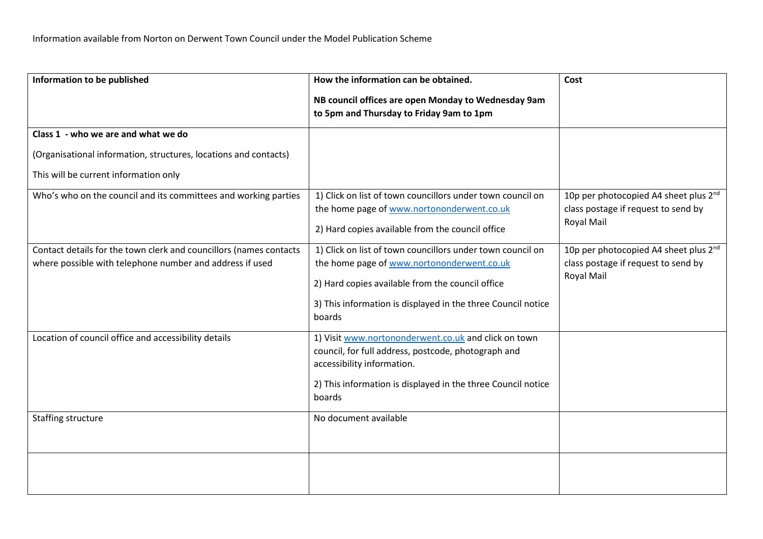Information available from Norton on Derwent Town Council under the Model Publication Scheme

| **Information to be published** | **How the information can be obtained.**<br><br>**NB council offices are open Monday to Wednesday 9am to 5pm and Thursday to Friday 9am to 1pm** | **Cost** |
|---|---|---|
| **Class 1 - who we are and what we do**<br><br>(Organisational information, structures, locations and contacts)<br><br>This will be current information only | | |
| Who's who on the council and its committees and working parties | 1) Click on list of town councillors under town council on the home page of www.nortononderwent.co.uk<br><br>2) Hard copies available from the council office | 10p per photocopied A4 sheet plus 2nd class postage if request to send by Royal Mail |
| Contact details for the town clerk and councillors (names contacts where possible with telephone number and address if used | 1) Click on list of town councillors under town council on the home page of www.nortononderwent.co.uk<br><br>2) Hard copies available from the council office<br><br>3) This information is displayed in the three Council notice boards | 10p per photocopied A4 sheet plus 2nd class postage if request to send by Royal Mail |
| Location of council office and accessibility details | 1) Visit www.nortononderwent.co.uk and click on town council, for full address, postcode, photograph and accessibility information.<br><br>2) This information is displayed in the three Council notice boards | |
| Staffing structure | No document available | |
| | | |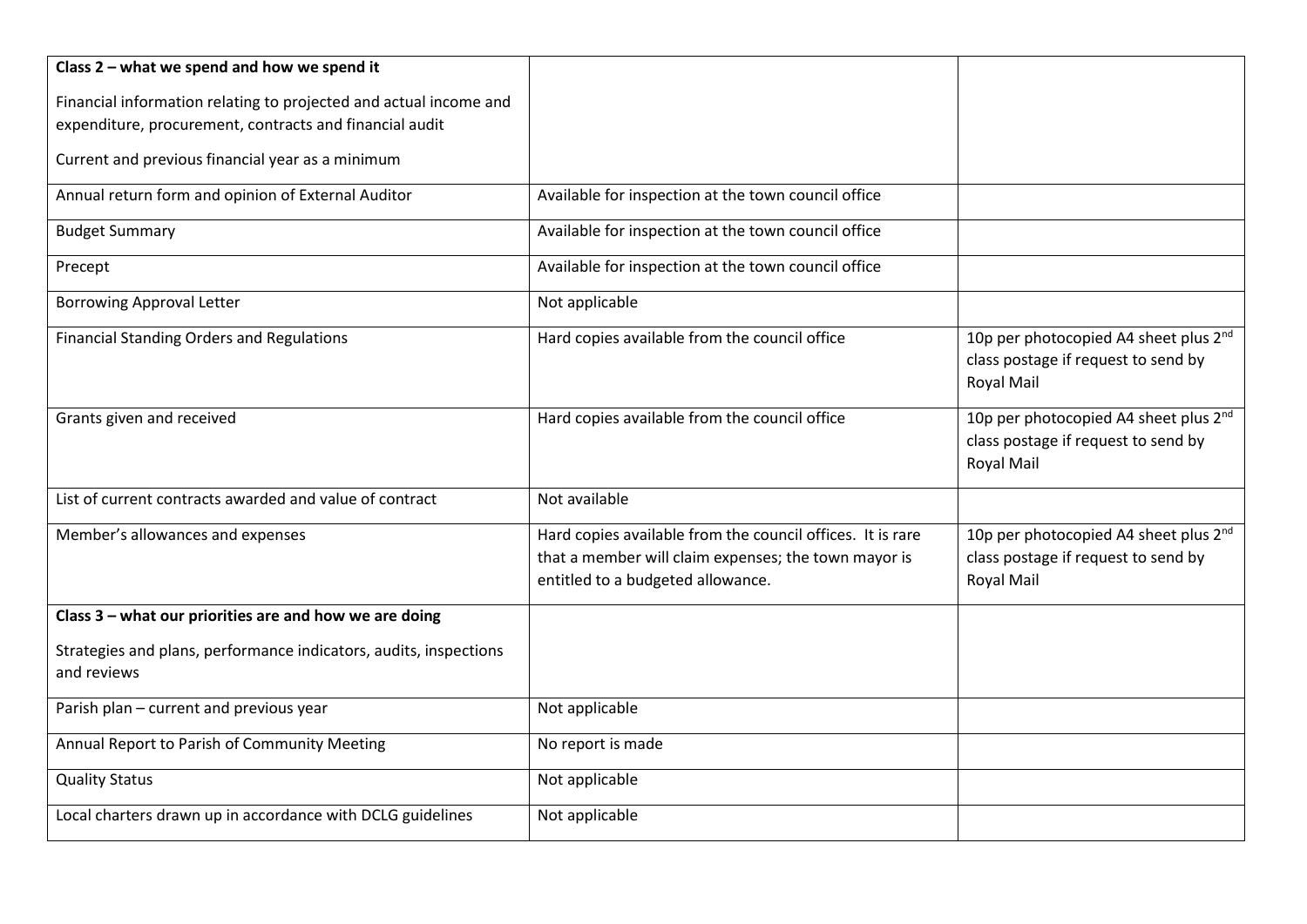| **Class 2 – what we spend and how we spend it**<br><br>Financial information relating to projected and actual income and expenditure, procurement, contracts and financial audit<br><br>Current and previous financial year as a minimum | | |
|---|---|---|
| Annual return form and opinion of External Auditor | Available for inspection at the town council office | |
| Budget Summary | Available for inspection at the town council office | |
| Precept | Available for inspection at the town council office | |
| Borrowing Approval Letter | Not applicable | |
| Financial Standing Orders and Regulations | Hard copies available from the council office | 10p per photocopied A4 sheet plus 2nd class postage if request to send by Royal Mail |
| Grants given and received | Hard copies available from the council office | 10p per photocopied A4 sheet plus 2nd class postage if request to send by Royal Mail |
| List of current contracts awarded and value of contract | Not available | |
| Member's allowances and expenses | Hard copies available from the council offices. It is rare that a member will claim expenses; the town mayor is entitled to a budgeted allowance. | 10p per photocopied A4 sheet plus 2nd class postage if request to send by Royal Mail |
| **Class 3 – what our priorities are and how we are doing**<br><br>Strategies and plans, performance indicators, audits, inspections and reviews | | |
| Parish plan – current and previous year | Not applicable | |
| Annual Report to Parish of Community Meeting | No report is made | |
| Quality Status | Not applicable | |
| Local charters drawn up in accordance with DCLG guidelines | Not applicable | |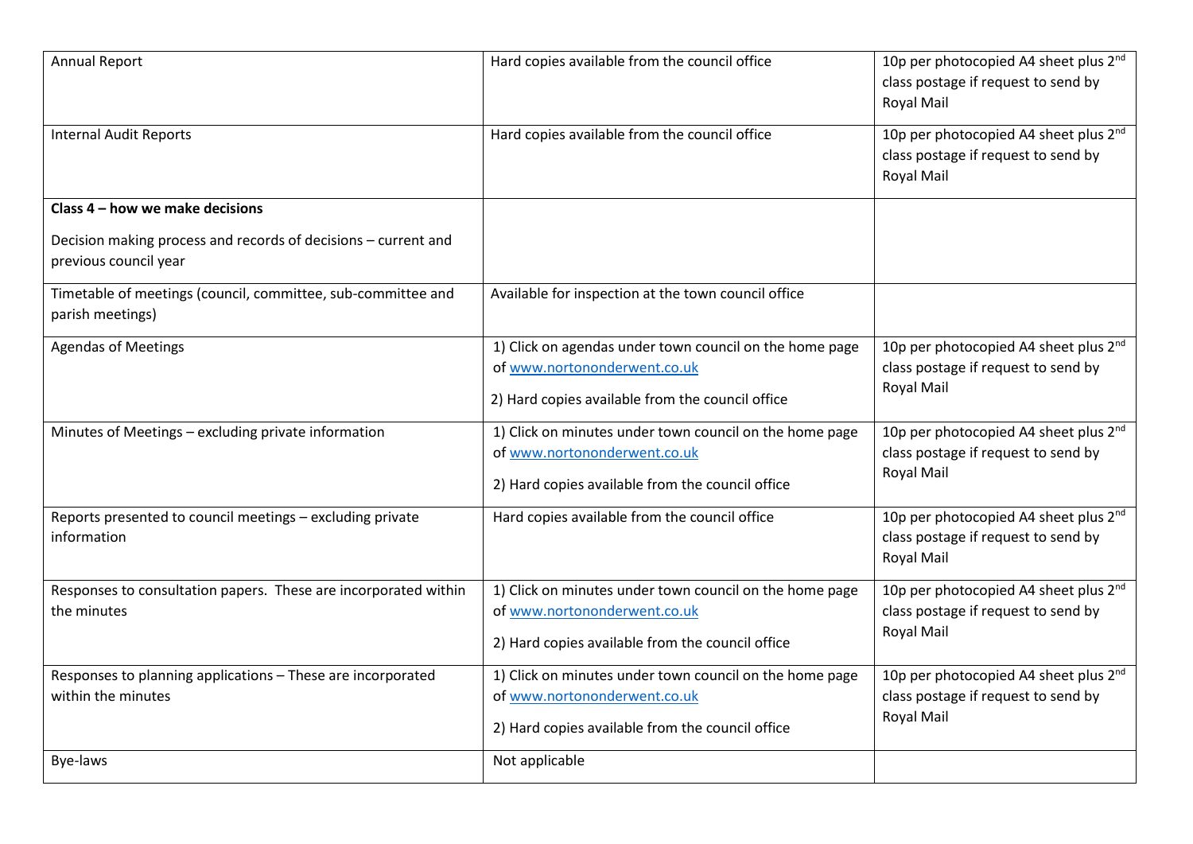| | | |
|---|---|---|
| Annual Report | Hard copies available from the council office | 10p per photocopied A4 sheet plus 2nd class postage if request to send by Royal Mail |
| Internal Audit Reports | Hard copies available from the council office | 10p per photocopied A4 sheet plus 2nd class postage if request to send by Royal Mail |
| **Class 4 – how we make decisions**<br><br>Decision making process and records of decisions – current and previous council year | | |
| Timetable of meetings (council, committee, sub-committee and parish meetings) | Available for inspection at the town council office | |
| Agendas of Meetings | 1) Click on agendas under town council on the home page of www.nortononderwent.co.uk<br><br>2) Hard copies available from the council office | 10p per photocopied A4 sheet plus 2nd class postage if request to send by Royal Mail |
| Minutes of Meetings – excluding private information | 1) Click on minutes under town council on the home page of www.nortononderwent.co.uk<br><br>2) Hard copies available from the council office | 10p per photocopied A4 sheet plus 2nd class postage if request to send by Royal Mail |
| Reports presented to council meetings – excluding private information | Hard copies available from the council office | 10p per photocopied A4 sheet plus 2nd class postage if request to send by Royal Mail |
| Responses to consultation papers. These are incorporated within the minutes | 1) Click on minutes under town council on the home page of www.nortononderwent.co.uk<br><br>2) Hard copies available from the council office | 10p per photocopied A4 sheet plus 2nd class postage if request to send by Royal Mail |
| Responses to planning applications – These are incorporated within the minutes | 1) Click on minutes under town council on the home page of www.nortononderwent.co.uk<br><br>2) Hard copies available from the council office | 10p per photocopied A4 sheet plus 2nd class postage if request to send by Royal Mail |
| Bye-laws | Not applicable | |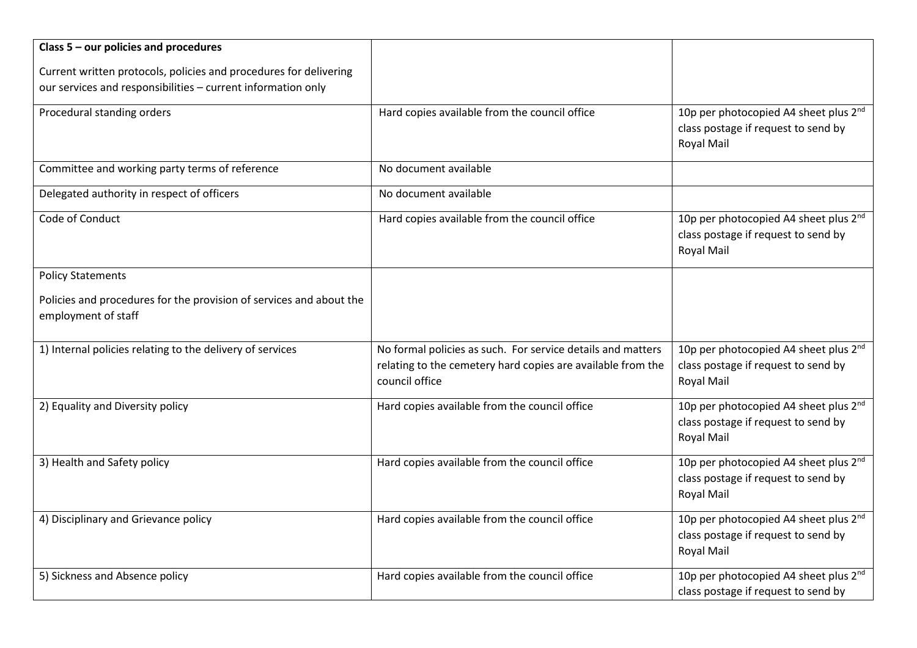| | | |
|---|---|---|
| **Class 5 – our policies and procedures**<br><br>Current written protocols, policies and procedures for delivering our services and responsibilities – current information only | | |
| Procedural standing orders | Hard copies available from the council office | 10p per photocopied A4 sheet plus 2nd class postage if request to send by Royal Mail |
| Committee and working party terms of reference | No document available | |
| Delegated authority in respect of officers | No document available | |
| Code of Conduct | Hard copies available from the council office | 10p per photocopied A4 sheet plus 2nd class postage if request to send by Royal Mail |
| Policy Statements<br><br>Policies and procedures for the provision of services and about the employment of staff | | |
| 1) Internal policies relating to the delivery of services | No formal policies as such. For service details and matters relating to the cemetery hard copies are available from the council office | 10p per photocopied A4 sheet plus 2nd class postage if request to send by Royal Mail |
| 2) Equality and Diversity policy | Hard copies available from the council office | 10p per photocopied A4 sheet plus 2nd class postage if request to send by Royal Mail |
| 3) Health and Safety policy | Hard copies available from the council office | 10p per photocopied A4 sheet plus 2nd class postage if request to send by Royal Mail |
| 4) Disciplinary and Grievance policy | Hard copies available from the council office | 10p per photocopied A4 sheet plus 2nd class postage if request to send by Royal Mail |
| 5) Sickness and Absence policy | Hard copies available from the council office | 10p per photocopied A4 sheet plus 2nd class postage if request to send by |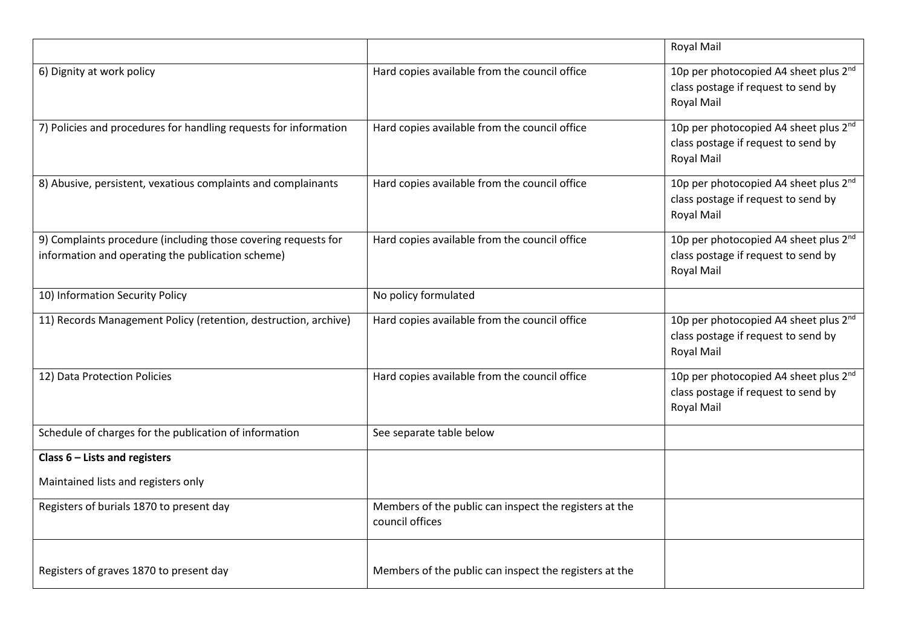| | | |
|---|---|---|
| | | Royal Mail |
| 6) Dignity at work policy | Hard copies available from the council office | 10p per photocopied A4 sheet plus 2nd class postage if request to send by Royal Mail |
| 7) Policies and procedures for handling requests for information | Hard copies available from the council office | 10p per photocopied A4 sheet plus 2nd class postage if request to send by Royal Mail |
| 8) Abusive, persistent, vexatious complaints and complainants | Hard copies available from the council office | 10p per photocopied A4 sheet plus 2nd class postage if request to send by Royal Mail |
| 9) Complaints procedure (including those covering requests for information and operating the publication scheme) | Hard copies available from the council office | 10p per photocopied A4 sheet plus 2nd class postage if request to send by Royal Mail |
| 10) Information Security Policy | No policy formulated | |
| 11) Records Management Policy (retention, destruction, archive) | Hard copies available from the council office | 10p per photocopied A4 sheet plus 2nd class postage if request to send by Royal Mail |
| 12) Data Protection Policies | Hard copies available from the council office | 10p per photocopied A4 sheet plus 2nd class postage if request to send by Royal Mail |
| Schedule of charges for the publication of information | See separate table below | |
| **Class 6 – Lists and registers**<br><br>Maintained lists and registers only | | |
| Registers of burials 1870 to present day | Members of the public can inspect the registers at the council offices | |
| Registers of graves 1870 to present day | Members of the public can inspect the registers at the | |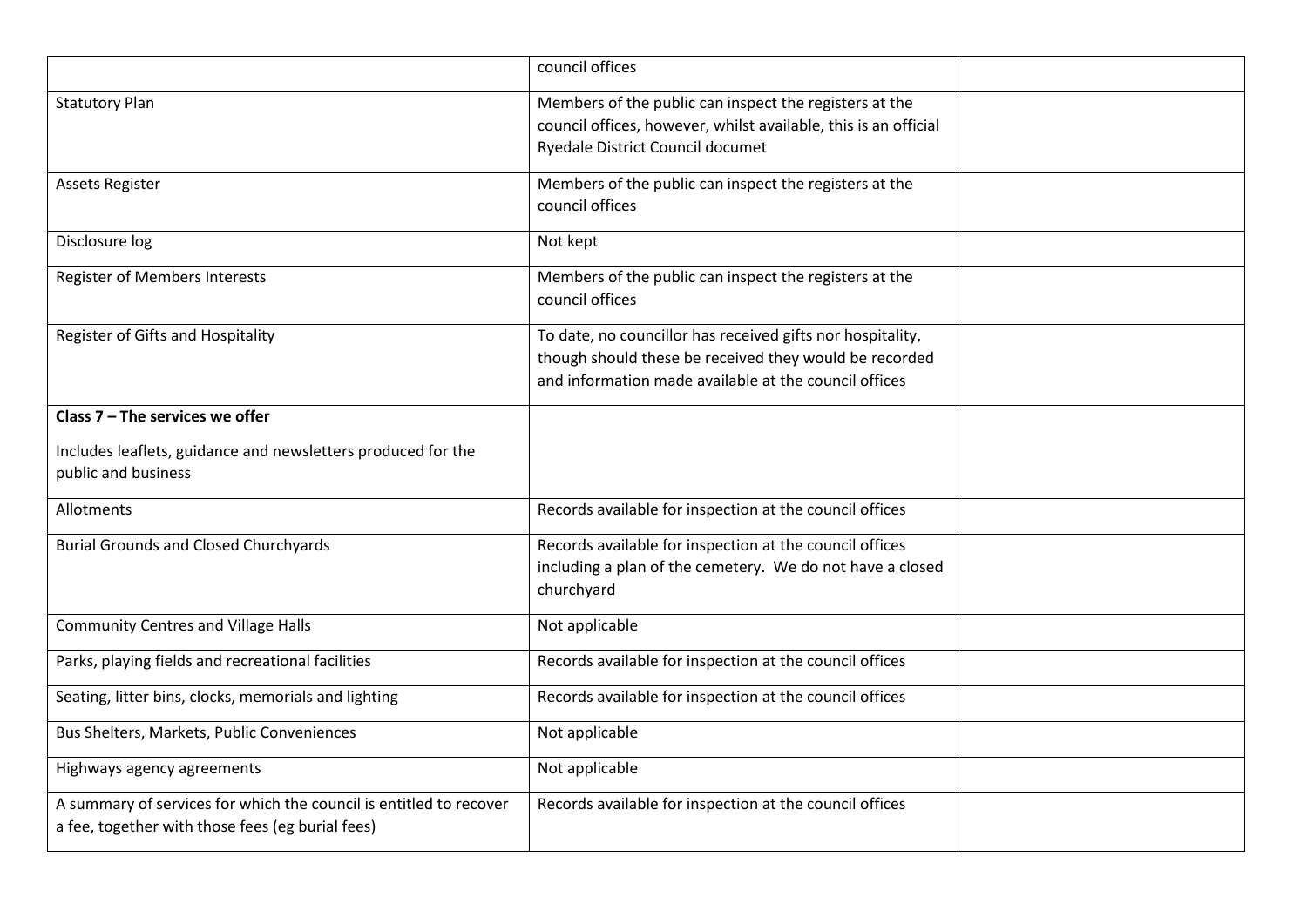| | | |
|---|---|---|
| | council offices | |
| Statutory Plan | Members of the public can inspect the registers at the council offices, however, whilst available, this is an official Ryedale District Council documet | |
| Assets Register | Members of the public can inspect the registers at the council offices | |
| Disclosure log | Not kept | |
| Register of Members Interests | Members of the public can inspect the registers at the council offices | |
| Register of Gifts and Hospitality | To date, no councillor has received gifts nor hospitality, though should these be received they would be recorded and information made available at the council offices | |
| **Class 7 – The services we offer**<br><br>Includes leaflets, guidance and newsletters produced for the public and business | | |
| Allotments | Records available for inspection at the council offices | |
| Burial Grounds and Closed Churchyards | Records available for inspection at the council offices including a plan of the cemetery. We do not have a closed churchyard | |
| Community Centres and Village Halls | Not applicable | |
| Parks, playing fields and recreational facilities | Records available for inspection at the council offices | |
| Seating, litter bins, clocks, memorials and lighting | Records available for inspection at the council offices | |
| Bus Shelters, Markets, Public Conveniences | Not applicable | |
| Highways agency agreements | Not applicable | |
| A summary of services for which the council is entitled to recover a fee, together with those fees (eg burial fees) | Records available for inspection at the council offices | |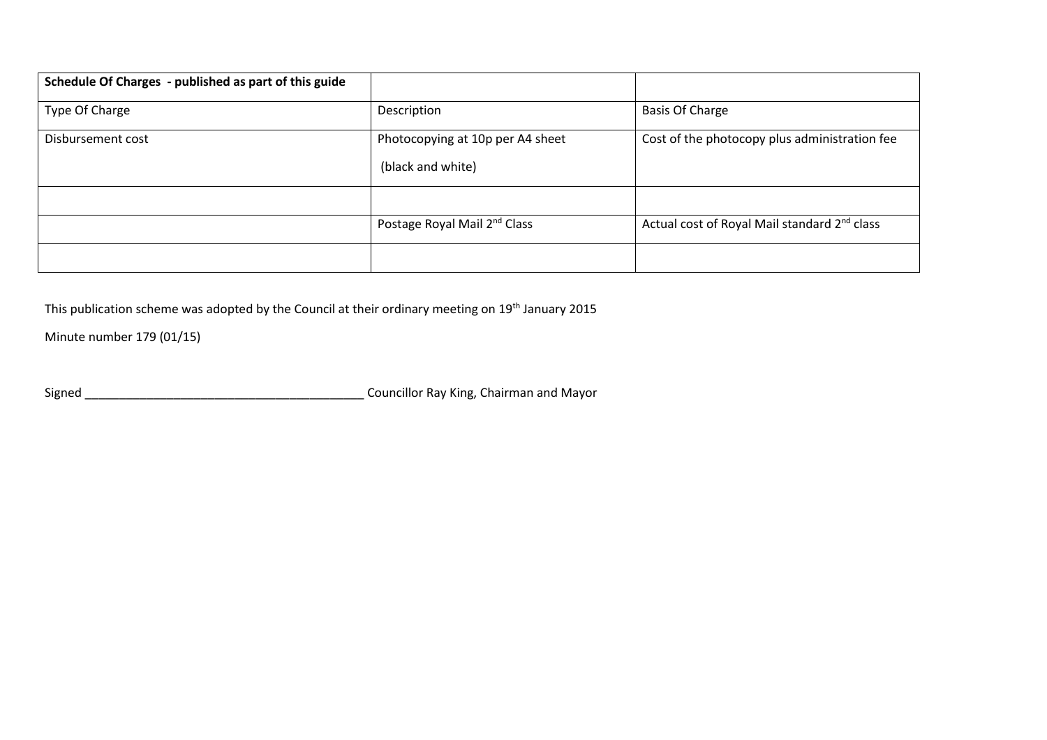| **Schedule Of Charges - published as part of this guide** | | |
|---|---|---|
| Type Of Charge | Description | Basis Of Charge |
| Disbursement cost | Photocopying at 10p per A4 sheet (black and white) | Cost of the photocopy plus administration fee |
| | | |
| | Postage Royal Mail 2nd Class | Actual cost of Royal Mail standard 2nd class |
| | | |

This publication scheme was adopted by the Council at their ordinary meeting on 19th January 2015

Minute number 179 (01/15)

Signed _________________________________________ Councillor Ray King, Chairman and Mayor